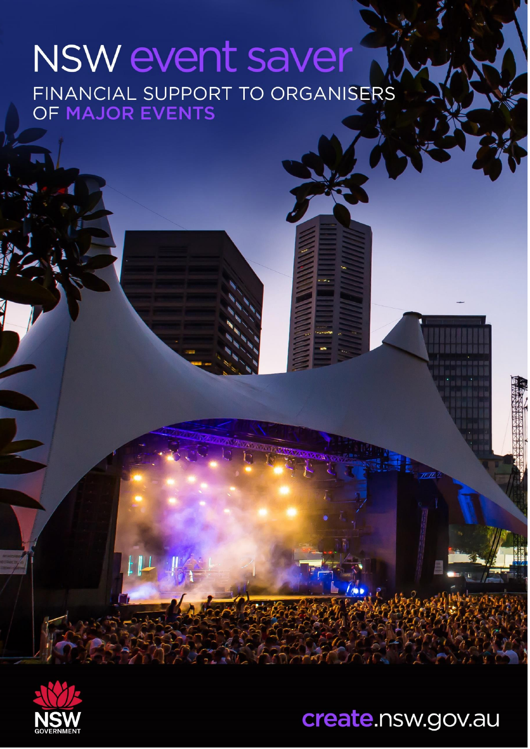# NSW event saver

## FINANCIAL SUPPORT TO ORGANISERS OF MAJOR EVENTS

NSW GOVERNMENT

create.nsw.gov.au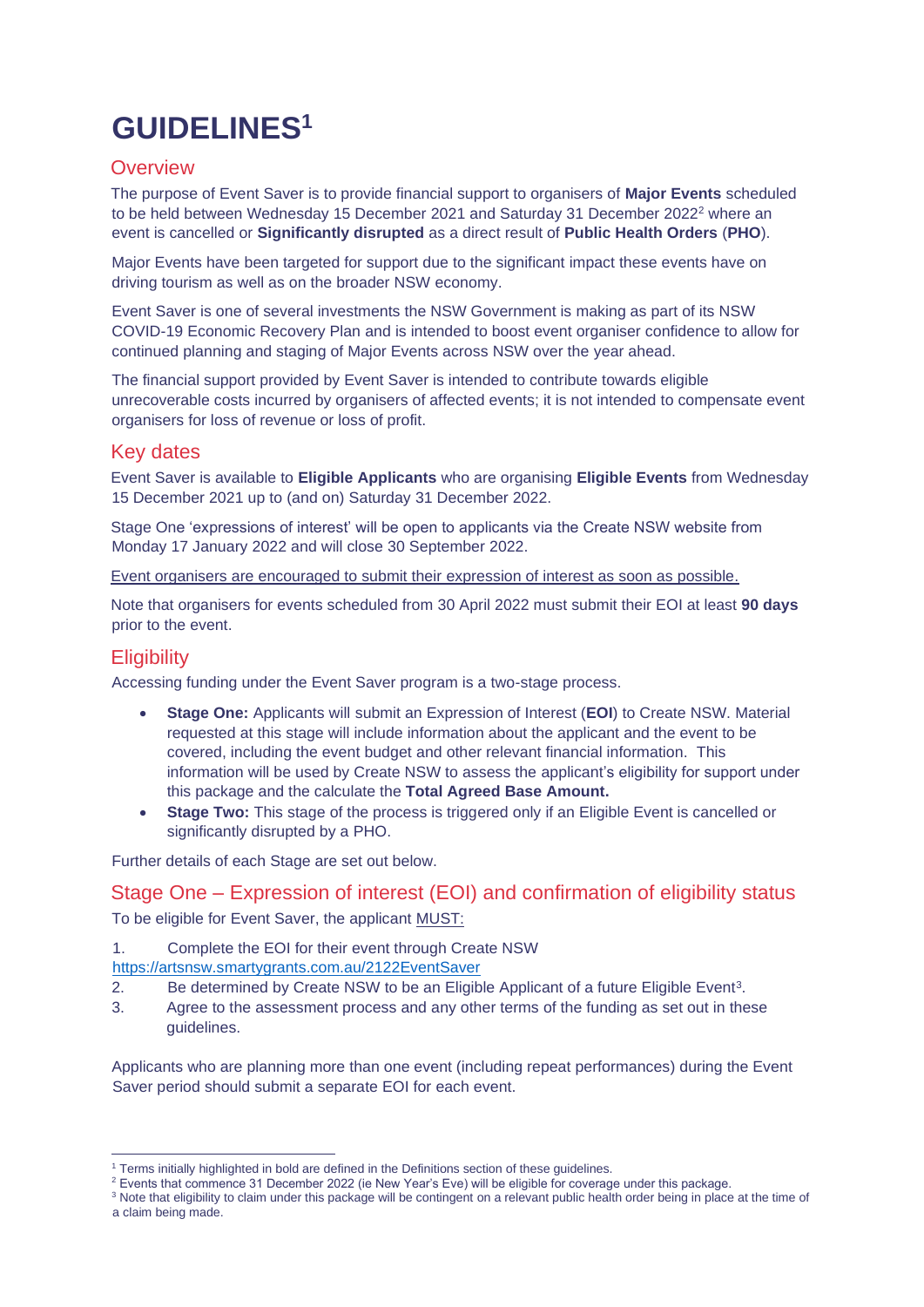# GUIDELINES[1]

## Overview

The purpose of Event Saver is to provide financial support to organisers of **Major Events** scheduled to be held between Wednesday 15 December 2021 and Saturday 31 December 2022[2] where an event is cancelled or **Significantly disrupted** as a direct result of **Public Health Orders** (**PHO**).

Major Events have been targeted for support due to the significant impact these events have on driving tourism as well as on the broader NSW economy.

Event Saver is one of several investments the NSW Government is making as part of its NSW COVID-19 Economic Recovery Plan and is intended to boost event organiser confidence to allow for continued planning and staging of Major Events across NSW over the year ahead.

The financial support provided by Event Saver is intended to contribute towards eligible unrecoverable costs incurred by organisers of affected events; it is not intended to compensate event organisers for loss of revenue or loss of profit.

## Key dates

Event Saver is available to **Eligible Applicants** who are organising **Eligible Events** from Wednesday 15 December 2021 up to (and on) Saturday 31 December 2022.

Stage One 'expressions of interest' will be open to applicants via the Create NSW website from Monday 17 January 2022 and will close 30 September 2022.

Event organisers are encouraged to submit their expression of interest as soon as possible.

Note that organisers for events scheduled from 30 April 2022 must submit their EOI at least **90 days** prior to the event.

## Eligibility

Accessing funding under the Event Saver program is a two-stage process.

- **Stage One:** Applicants will submit an Expression of Interest (**EOI**) to Create NSW. Material requested at this stage will include information about the applicant and the event to be covered, including the event budget and other relevant financial information. This information will be used by Create NSW to assess the applicant's eligibility for support under this package and the calculate the **Total Agreed Base Amount.**
- **Stage Two:** This stage of the process is triggered only if an Eligible Event is cancelled or significantly disrupted by a PHO.

Further details of each Stage are set out below.

## Stage One – Expression of interest (EOI) and confirmation of eligibility status

To be eligible for Event Saver, the applicant MUST:

1. Complete the EOI for their event through Create NSW https://artsnsw.smartygrants.com.au/2122EventSaver
2. Be determined by Create NSW to be an Eligible Applicant of a future Eligible Event[3].
3. Agree to the assessment process and any other terms of the funding as set out in these guidelines.

Applicants who are planning more than one event (including repeat performances) during the Event Saver period should submit a separate EOI for each event.

---

[1] Terms initially highlighted in bold are defined in the Definitions section of these guidelines.

[2] Events that commence 31 December 2022 (ie New Year's Eve) will be eligible for coverage under this package.

[3] Note that eligibility to claim under this package will be contingent on a relevant public health order being in place at the time of a claim being made.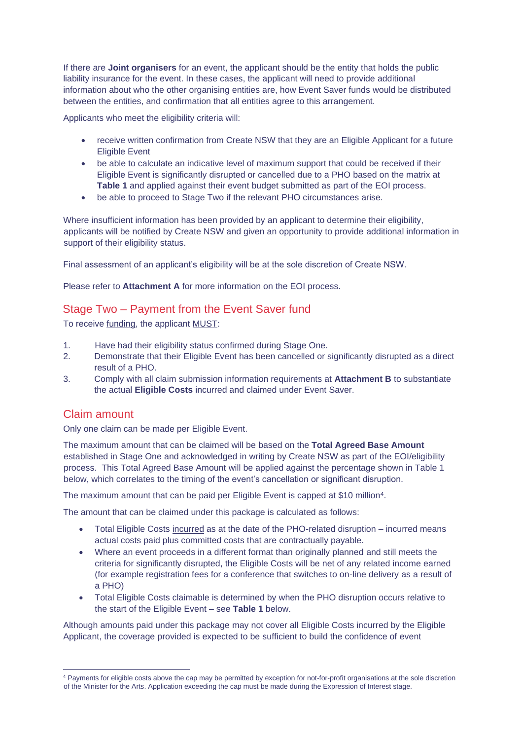If there are **Joint organisers** for an event, the applicant should be the entity that holds the public liability insurance for the event. In these cases, the applicant will need to provide additional information about who the other organising entities are, how Event Saver funds would be distributed between the entities, and confirmation that all entities agree to this arrangement.

Applicants who meet the eligibility criteria will:

- receive written confirmation from Create NSW that they are an Eligible Applicant for a future Eligible Event
- be able to calculate an indicative level of maximum support that could be received if their Eligible Event is significantly disrupted or cancelled due to a PHO based on the matrix at **Table 1** and applied against their event budget submitted as part of the EOI process.
- be able to proceed to Stage Two if the relevant PHO circumstances arise.

Where insufficient information has been provided by an applicant to determine their eligibility, applicants will be notified by Create NSW and given an opportunity to provide additional information in support of their eligibility status.

Final assessment of an applicant's eligibility will be at the sole discretion of Create NSW.

Please refer to **Attachment A** for more information on the EOI process.

## Stage Two – Payment from the Event Saver fund

To receive funding, the applicant MUST:

1. Have had their eligibility status confirmed during Stage One.
2. Demonstrate that their Eligible Event has been cancelled or significantly disrupted as a direct result of a PHO.
3. Comply with all claim submission information requirements at **Attachment B** to substantiate the actual **Eligible Costs** incurred and claimed under Event Saver.

## Claim amount

Only one claim can be made per Eligible Event.

The maximum amount that can be claimed will be based on the **Total Agreed Base Amount** established in Stage One and acknowledged in writing by Create NSW as part of the EOI/eligibility process. This Total Agreed Base Amount will be applied against the percentage shown in Table 1 below, which correlates to the timing of the event's cancellation or significant disruption.

The maximum amount that can be paid per Eligible Event is capped at $10 million[4].

The amount that can be claimed under this package is calculated as follows:

- Total Eligible Costs incurred as at the date of the PHO-related disruption – incurred means actual costs paid plus committed costs that are contractually payable.
- Where an event proceeds in a different format than originally planned and still meets the criteria for significantly disrupted, the Eligible Costs will be net of any related income earned (for example registration fees for a conference that switches to on-line delivery as a result of a PHO)
- Total Eligible Costs claimable is determined by when the PHO disruption occurs relative to the start of the Eligible Event – see **Table 1** below.

Although amounts paid under this package may not cover all Eligible Costs incurred by the Eligible Applicant, the coverage provided is expected to be sufficient to build the confidence of event

---

[4] Payments for eligible costs above the cap may be permitted by exception for not-for-profit organisations at the sole discretion of the Minister for the Arts. Application exceeding the cap must be made during the Expression of Interest stage.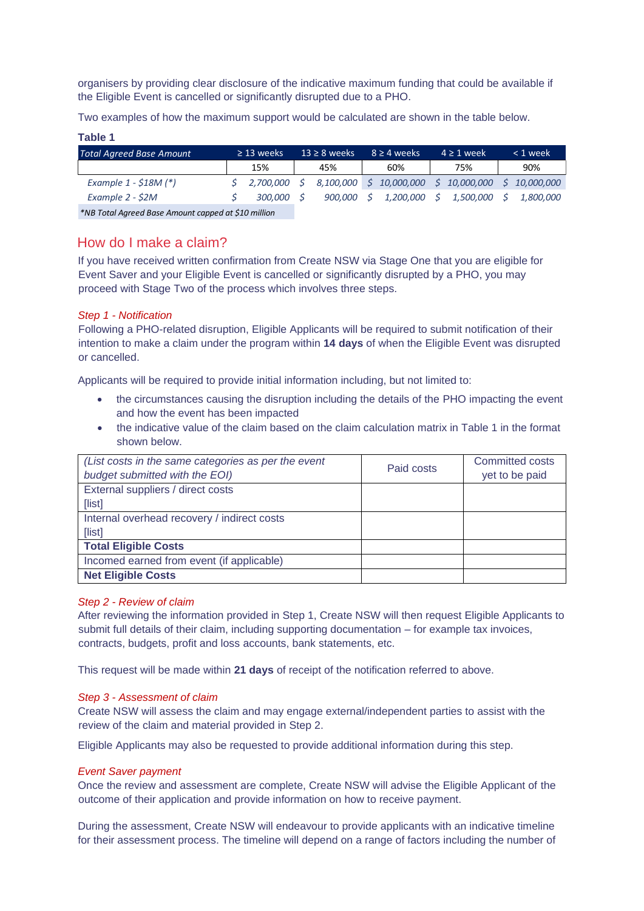organisers by providing clear disclosure of the indicative maximum funding that could be available if the Eligible Event is cancelled or significantly disrupted due to a PHO.

Two examples of how the maximum support would be calculated are shown in the table below.

**Table 1**

| *Total Agreed Base Amount* | ≥ 13 weeks | 13 ≥ 8 weeks | 8 ≥ 4 weeks | 4 ≥ 1 week | < 1 week |
|---|---|---|---|---|---|
| | 15% | 45% | 60% | 75% | 90% |
| *Example 1 - $18M (*)* | *$ 2,700,000* | *$ 8,100,000* | *$ 10,000,000* | *$ 10,000,000* | *$ 10,000,000* |
| *Example 2 - $2M* | *$ 300,000* | *$ 900,000* | *$ 1,200,000* | *$ 1,500,000* | *$ 1,800,000* |

**NB Total Agreed Base Amount capped at $10 million*

## How do I make a claim?

If you have received written confirmation from Create NSW via Stage One that you are eligible for Event Saver and your Eligible Event is cancelled or significantly disrupted by a PHO, you may proceed with Stage Two of the process which involves three steps.

### *Step 1 - Notification*

Following a PHO-related disruption, Eligible Applicants will be required to submit notification of their intention to make a claim under the program within **14 days** of when the Eligible Event was disrupted or cancelled.

Applicants will be required to provide initial information including, but not limited to:

- the circumstances causing the disruption including the details of the PHO impacting the event and how the event has been impacted
- the indicative value of the claim based on the claim calculation matrix in Table 1 in the format shown below.

| *(List costs in the same categories as per the event budget submitted with the EOI)* | Paid costs | Committed costs yet to be paid |
|---|---|---|
| External suppliers / direct costs<br>[list] | | |
| Internal overhead recovery / indirect costs<br>[list] | | |
| **Total Eligible Costs** | | |
| Incomed earned from event (if applicable) | | |
| **Net Eligible Costs** | | |

### *Step 2 - Review of claim*

After reviewing the information provided in Step 1, Create NSW will then request Eligible Applicants to submit full details of their claim, including supporting documentation – for example tax invoices, contracts, budgets, profit and loss accounts, bank statements, etc.

This request will be made within **21 days** of receipt of the notification referred to above.

### *Step 3 - Assessment of claim*

Create NSW will assess the claim and may engage external/independent parties to assist with the review of the claim and material provided in Step 2.

Eligible Applicants may also be requested to provide additional information during this step.

### *Event Saver payment*

Once the review and assessment are complete, Create NSW will advise the Eligible Applicant of the outcome of their application and provide information on how to receive payment.

During the assessment, Create NSW will endeavour to provide applicants with an indicative timeline for their assessment process. The timeline will depend on a range of factors including the number of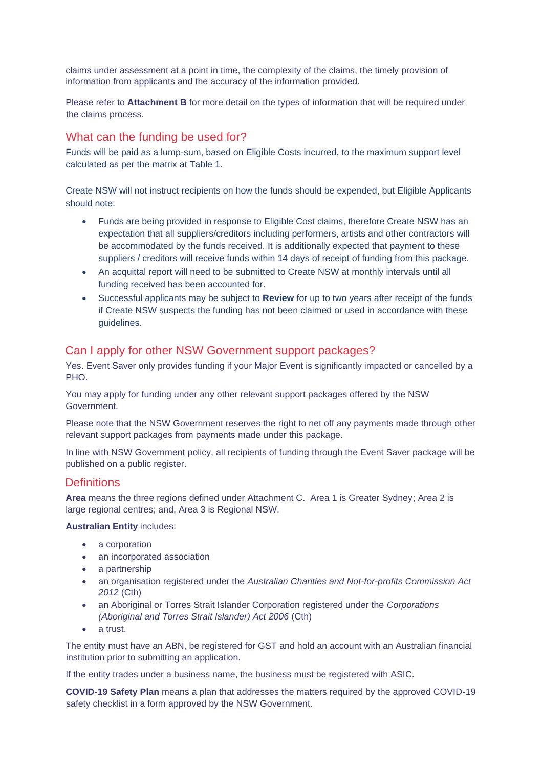claims under assessment at a point in time, the complexity of the claims, the timely provision of information from applicants and the accuracy of the information provided.

Please refer to **Attachment B** for more detail on the types of information that will be required under the claims process.

## What can the funding be used for?

Funds will be paid as a lump-sum, based on Eligible Costs incurred, to the maximum support level calculated as per the matrix at Table 1.

Create NSW will not instruct recipients on how the funds should be expended, but Eligible Applicants should note:

- Funds are being provided in response to Eligible Cost claims, therefore Create NSW has an expectation that all suppliers/creditors including performers, artists and other contractors will be accommodated by the funds received. It is additionally expected that payment to these suppliers / creditors will receive funds within 14 days of receipt of funding from this package.
- An acquittal report will need to be submitted to Create NSW at monthly intervals until all funding received has been accounted for.
- Successful applicants may be subject to **Review** for up to two years after receipt of the funds if Create NSW suspects the funding has not been claimed or used in accordance with these guidelines.

## Can I apply for other NSW Government support packages?

Yes. Event Saver only provides funding if your Major Event is significantly impacted or cancelled by a PHO.

You may apply for funding under any other relevant support packages offered by the NSW Government.

Please note that the NSW Government reserves the right to net off any payments made through other relevant support packages from payments made under this package.

In line with NSW Government policy, all recipients of funding through the Event Saver package will be published on a public register.

## Definitions

**Area** means the three regions defined under Attachment C. Area 1 is Greater Sydney; Area 2 is large regional centres; and, Area 3 is Regional NSW.

**Australian Entity** includes:

- a corporation
- an incorporated association
- a partnership
- an organisation registered under the *Australian Charities and Not-for-profits Commission Act 2012* (Cth)
- an Aboriginal or Torres Strait Islander Corporation registered under the *Corporations (Aboriginal and Torres Strait Islander) Act 2006* (Cth)
- a trust.

The entity must have an ABN, be registered for GST and hold an account with an Australian financial institution prior to submitting an application.

If the entity trades under a business name, the business must be registered with ASIC.

**COVID-19 Safety Plan** means a plan that addresses the matters required by the approved COVID-19 safety checklist in a form approved by the NSW Government.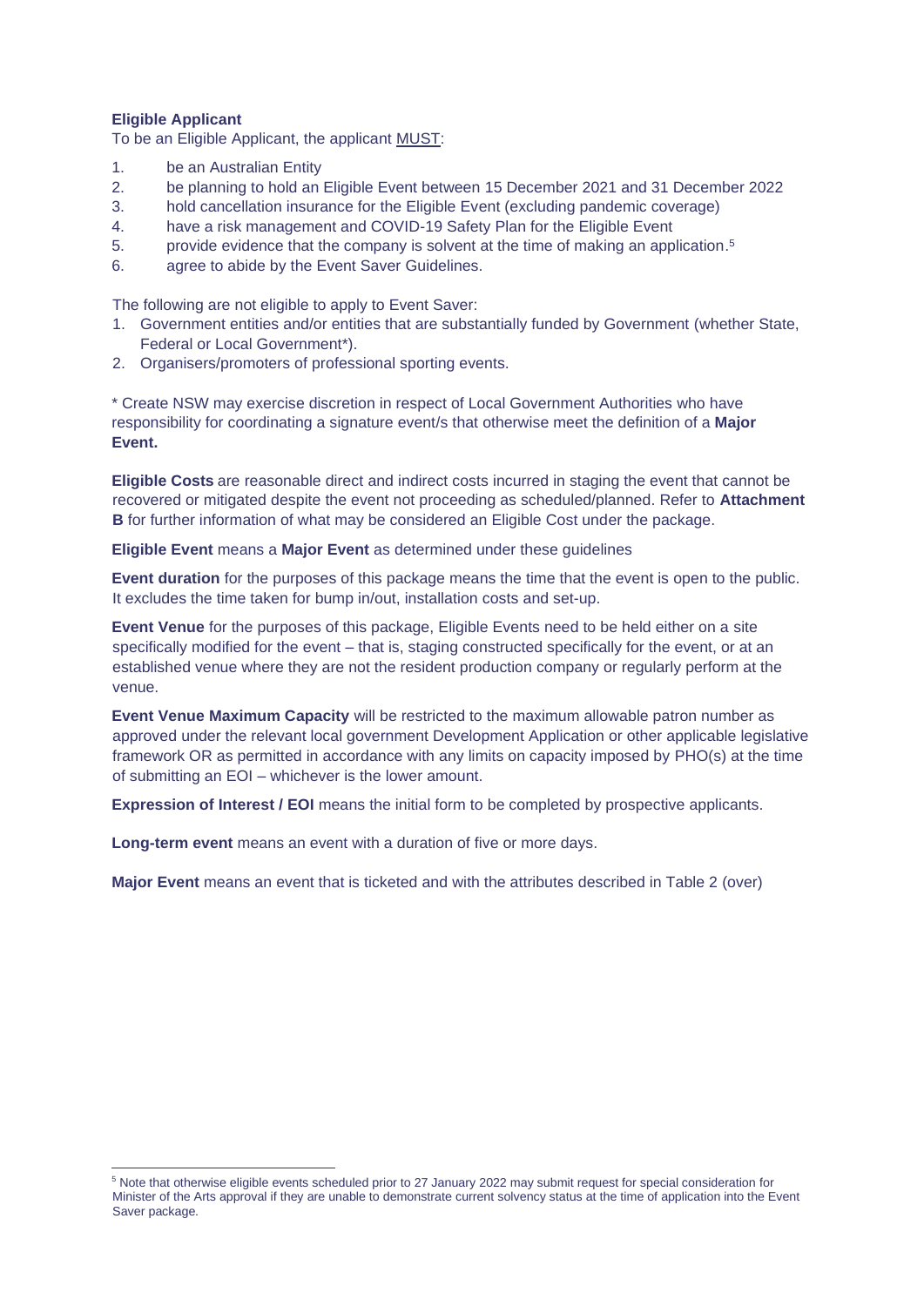**Eligible Applicant**

To be an Eligible Applicant, the applicant MUST:

1. be an Australian Entity
2. be planning to hold an Eligible Event between 15 December 2021 and 31 December 2022
3. hold cancellation insurance for the Eligible Event (excluding pandemic coverage)
4. have a risk management and COVID-19 Safety Plan for the Eligible Event
5. provide evidence that the company is solvent at the time of making an application.[5]
6. agree to abide by the Event Saver Guidelines.

The following are not eligible to apply to Event Saver:

1. Government entities and/or entities that are substantially funded by Government (whether State, Federal or Local Government*).
2. Organisers/promoters of professional sporting events.

* Create NSW may exercise discretion in respect of Local Government Authorities who have responsibility for coordinating a signature event/s that otherwise meet the definition of a **Major Event.**

**Eligible Costs** are reasonable direct and indirect costs incurred in staging the event that cannot be recovered or mitigated despite the event not proceeding as scheduled/planned. Refer to **Attachment B** for further information of what may be considered an Eligible Cost under the package.

**Eligible Event** means a **Major Event** as determined under these guidelines

**Event duration** for the purposes of this package means the time that the event is open to the public. It excludes the time taken for bump in/out, installation costs and set-up.

**Event Venue** for the purposes of this package, Eligible Events need to be held either on a site specifically modified for the event – that is, staging constructed specifically for the event, or at an established venue where they are not the resident production company or regularly perform at the venue.

**Event Venue Maximum Capacity** will be restricted to the maximum allowable patron number as approved under the relevant local government Development Application or other applicable legislative framework OR as permitted in accordance with any limits on capacity imposed by PHO(s) at the time of submitting an EOI – whichever is the lower amount.

**Expression of Interest / EOI** means the initial form to be completed by prospective applicants.

**Long-term event** means an event with a duration of five or more days.

**Major Event** means an event that is ticketed and with the attributes described in Table 2 (over)

[5] Note that otherwise eligible events scheduled prior to 27 January 2022 may submit request for special consideration for Minister of the Arts approval if they are unable to demonstrate current solvency status at the time of application into the Event Saver package.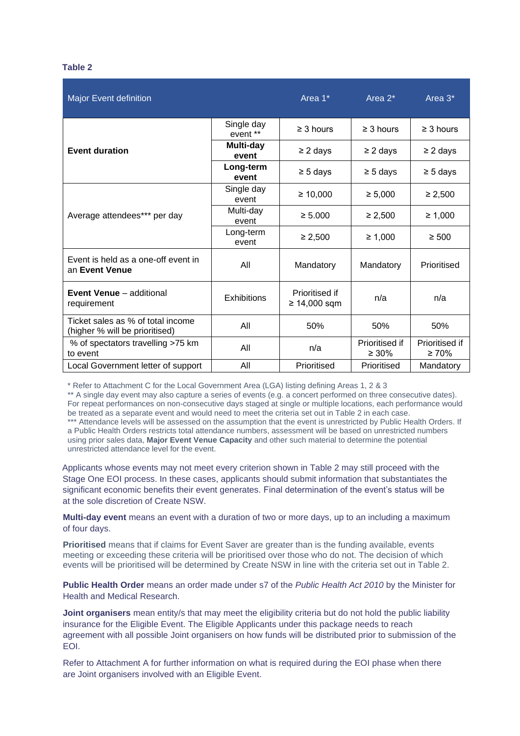**Table 2**

| Major Event definition | | Area 1* | Area 2* | Area 3* |
|---|---|---|---|---|
| **Event duration** | Single day event ** | ≥ 3 hours | ≥ 3 hours | ≥ 3 hours |
| | **Multi-day event** | ≥ 2 days | ≥ 2 days | ≥ 2 days |
| | **Long-term event** | ≥ 5 days | ≥ 5 days | ≥ 5 days |
| Average attendees*** per day | Single day event | ≥ 10,000 | ≥ 5,000 | ≥ 2,500 |
| | Multi-day event | ≥ 5.000 | ≥ 2,500 | ≥ 1,000 |
| | Long-term event | ≥ 2,500 | ≥ 1,000 | ≥ 500 |
| Event is held as a one-off event in an **Event Venue** | All | Mandatory | Mandatory | Prioritised |
| **Event Venue** – additional requirement | Exhibitions | Prioritised if ≥ 14,000 sqm | n/a | n/a |
| Ticket sales as % of total income (higher % will be prioritised) | All | 50% | 50% | 50% |
| % of spectators travelling >75 km to event | All | n/a | Prioritised if ≥ 30% | Prioritised if ≥ 70% |
| Local Government letter of support | All | Prioritised | Prioritised | Mandatory |

\* Refer to Attachment C for the Local Government Area (LGA) listing defining Areas 1, 2 & 3

** A single day event may also capture a series of events (e.g. a concert performed on three consecutive dates). For repeat performances on non-consecutive days staged at single or multiple locations, each performance would be treated as a separate event and would need to meet the criteria set out in Table 2 in each case.

*** Attendance levels will be assessed on the assumption that the event is unrestricted by Public Health Orders. If a Public Health Orders restricts total attendance numbers, assessment will be based on unrestricted numbers using prior sales data, **Major Event Venue Capacity** and other such material to determine the potential unrestricted attendance level for the event.

Applicants whose events may not meet every criterion shown in Table 2 may still proceed with the Stage One EOI process. In these cases, applicants should submit information that substantiates the significant economic benefits their event generates. Final determination of the event's status will be at the sole discretion of Create NSW.

**Multi-day event** means an event with a duration of two or more days, up to an including a maximum of four days.

**Prioritised** means that if claims for Event Saver are greater than is the funding available, events meeting or exceeding these criteria will be prioritised over those who do not. The decision of which events will be prioritised will be determined by Create NSW in line with the criteria set out in Table 2.

**Public Health Order** means an order made under s7 of the *Public Health Act 2010* by the Minister for Health and Medical Research.

**Joint organisers** mean entity/s that may meet the eligibility criteria but do not hold the public liability insurance for the Eligible Event. The Eligible Applicants under this package needs to reach agreement with all possible Joint organisers on how funds will be distributed prior to submission of the EOI.

Refer to Attachment A for further information on what is required during the EOI phase when there are Joint organisers involved with an Eligible Event.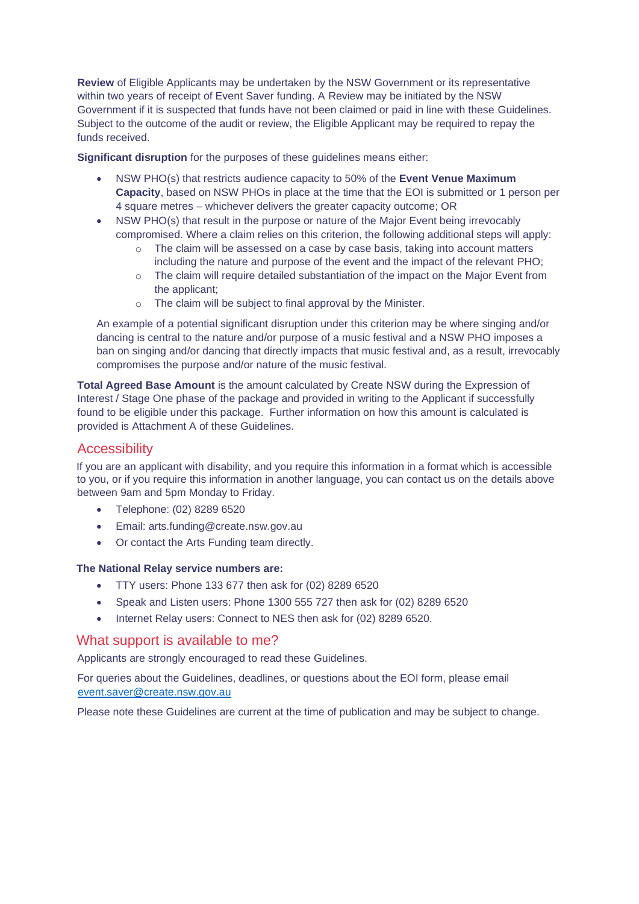**Review** of Eligible Applicants may be undertaken by the NSW Government or its representative within two years of receipt of Event Saver funding. A Review may be initiated by the NSW Government if it is suspected that funds have not been claimed or paid in line with these Guidelines. Subject to the outcome of the audit or review, the Eligible Applicant may be required to repay the funds received.

**Significant disruption** for the purposes of these guidelines means either:

- NSW PHO(s) that restricts audience capacity to 50% of the **Event Venue Maximum Capacity**, based on NSW PHOs in place at the time that the EOI is submitted or 1 person per 4 square metres – whichever delivers the greater capacity outcome; OR
- NSW PHO(s) that result in the purpose or nature of the Major Event being irrevocably compromised. Where a claim relies on this criterion, the following additional steps will apply:
  - The claim will be assessed on a case by case basis, taking into account matters including the nature and purpose of the event and the impact of the relevant PHO;
  - The claim will require detailed substantiation of the impact on the Major Event from the applicant;
  - The claim will be subject to final approval by the Minister.

An example of a potential significant disruption under this criterion may be where singing and/or dancing is central to the nature and/or purpose of a music festival and a NSW PHO imposes a ban on singing and/or dancing that directly impacts that music festival and, as a result, irrevocably compromises the purpose and/or nature of the music festival.

**Total Agreed Base Amount** is the amount calculated by Create NSW during the Expression of Interest / Stage One phase of the package and provided in writing to the Applicant if successfully found to be eligible under this package. Further information on how this amount is calculated is provided is Attachment A of these Guidelines.

## Accessibility

If you are an applicant with disability, and you require this information in a format which is accessible to you, or if you require this information in another language, you can contact us on the details above between 9am and 5pm Monday to Friday.

- Telephone: (02) 8289 6520
- Email: arts.funding@create.nsw.gov.au
- Or contact the Arts Funding team directly.

**The National Relay service numbers are:**

- TTY users: Phone 133 677 then ask for (02) 8289 6520
- Speak and Listen users: Phone 1300 555 727 then ask for (02) 8289 6520
- Internet Relay users: Connect to NES then ask for (02) 8289 6520.

## What support is available to me?

Applicants are strongly encouraged to read these Guidelines.

For queries about the Guidelines, deadlines, or questions about the EOI form, please email event.saver@create.nsw.gov.au

Please note these Guidelines are current at the time of publication and may be subject to change.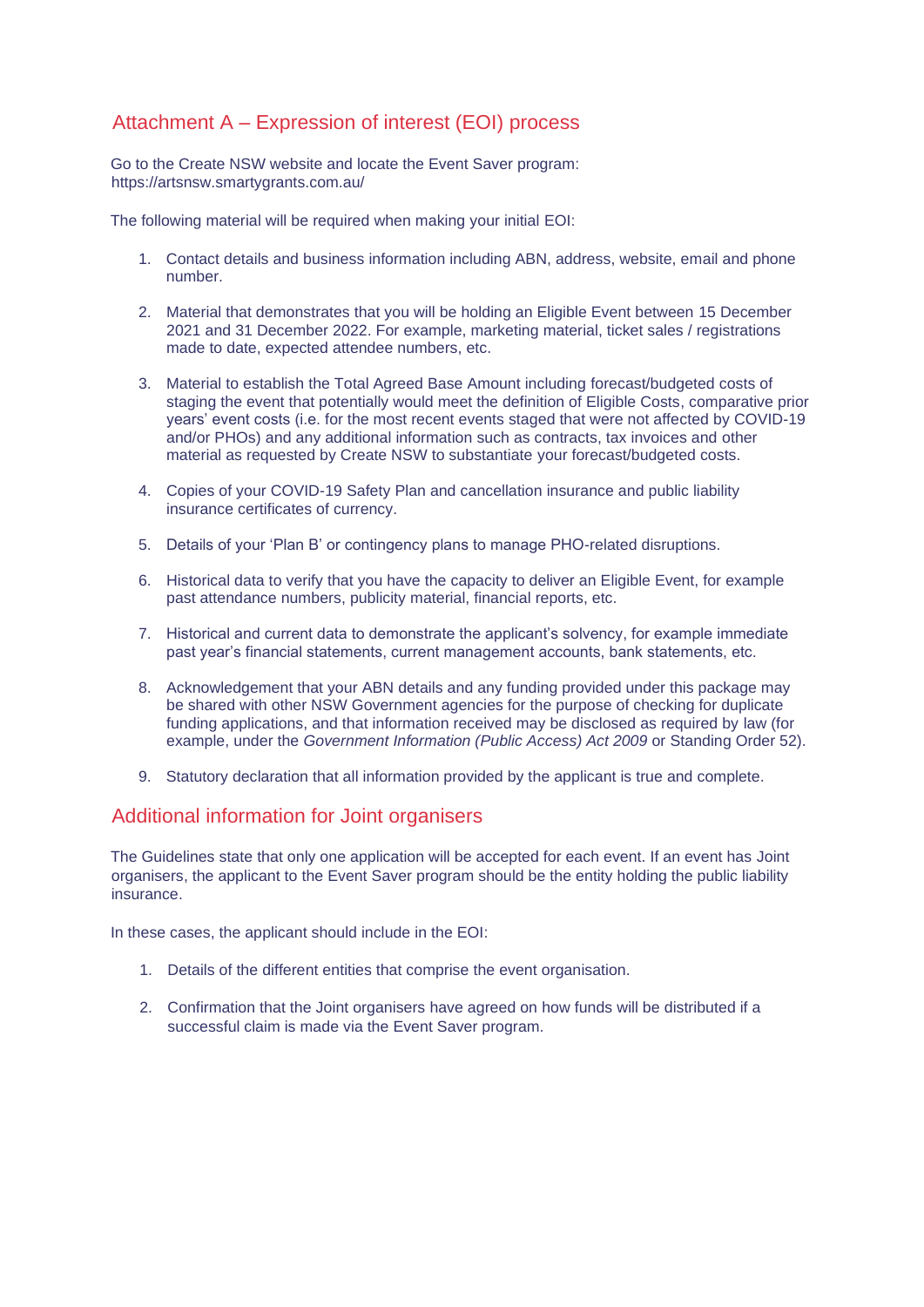## Attachment A – Expression of interest (EOI) process

Go to the Create NSW website and locate the Event Saver program: https://artsnsw.smartygrants.com.au/

The following material will be required when making your initial EOI:

1. Contact details and business information including ABN, address, website, email and phone number.

2. Material that demonstrates that you will be holding an Eligible Event between 15 December 2021 and 31 December 2022. For example, marketing material, ticket sales / registrations made to date, expected attendee numbers, etc.

3. Material to establish the Total Agreed Base Amount including forecast/budgeted costs of staging the event that potentially would meet the definition of Eligible Costs, comparative prior years' event costs (i.e. for the most recent events staged that were not affected by COVID-19 and/or PHOs) and any additional information such as contracts, tax invoices and other material as requested by Create NSW to substantiate your forecast/budgeted costs.

4. Copies of your COVID-19 Safety Plan and cancellation insurance and public liability insurance certificates of currency.

5. Details of your 'Plan B' or contingency plans to manage PHO-related disruptions.

6. Historical data to verify that you have the capacity to deliver an Eligible Event, for example past attendance numbers, publicity material, financial reports, etc.

7. Historical and current data to demonstrate the applicant's solvency, for example immediate past year's financial statements, current management accounts, bank statements, etc.

8. Acknowledgement that your ABN details and any funding provided under this package may be shared with other NSW Government agencies for the purpose of checking for duplicate funding applications, and that information received may be disclosed as required by law (for example, under the *Government Information (Public Access) Act 2009* or Standing Order 52).

9. Statutory declaration that all information provided by the applicant is true and complete.

## Additional information for Joint organisers

The Guidelines state that only one application will be accepted for each event. If an event has Joint organisers, the applicant to the Event Saver program should be the entity holding the public liability insurance.

In these cases, the applicant should include in the EOI:

1. Details of the different entities that comprise the event organisation.

2. Confirmation that the Joint organisers have agreed on how funds will be distributed if a successful claim is made via the Event Saver program.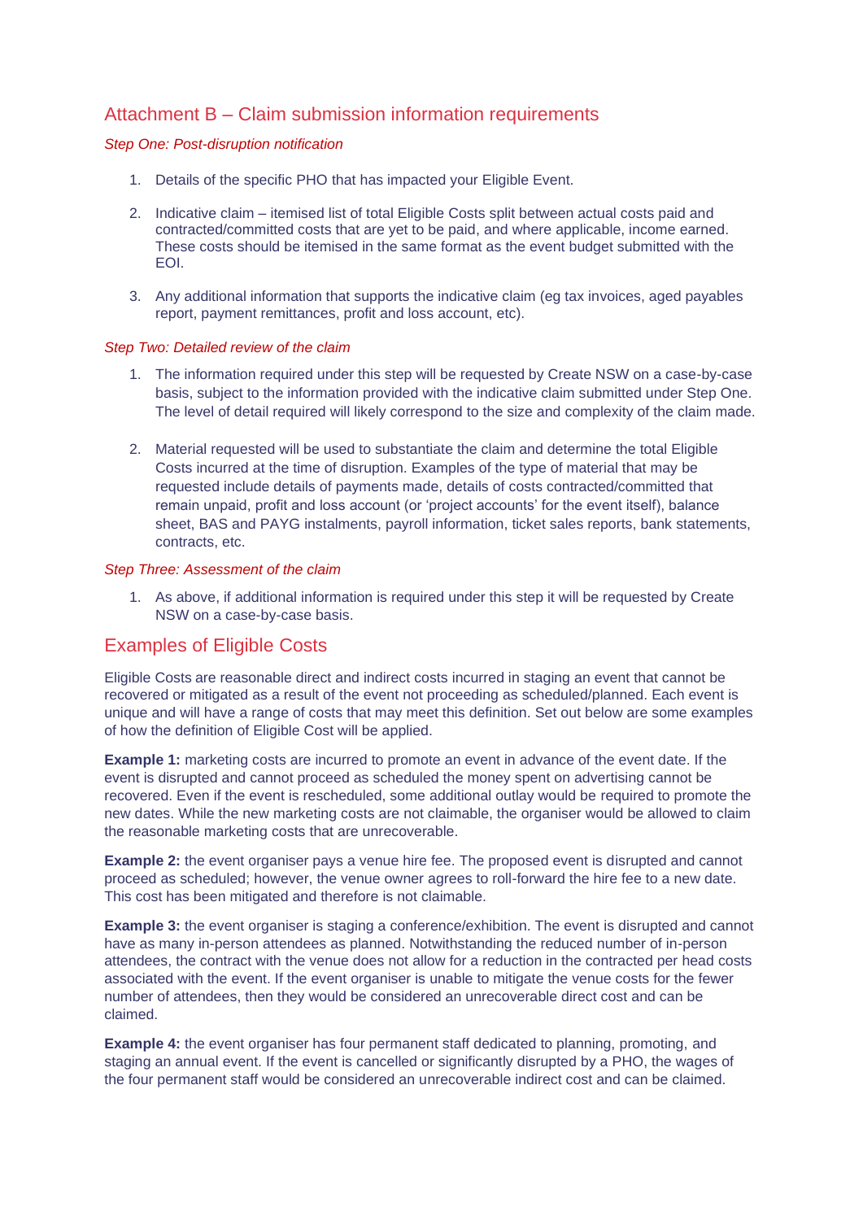## Attachment B – Claim submission information requirements

*Step One: Post-disruption notification*

1. Details of the specific PHO that has impacted your Eligible Event.

2. Indicative claim – itemised list of total Eligible Costs split between actual costs paid and contracted/committed costs that are yet to be paid, and where applicable, income earned. These costs should be itemised in the same format as the event budget submitted with the EOI.

3. Any additional information that supports the indicative claim (eg tax invoices, aged payables report, payment remittances, profit and loss account, etc).

*Step Two: Detailed review of the claim*

1. The information required under this step will be requested by Create NSW on a case-by-case basis, subject to the information provided with the indicative claim submitted under Step One. The level of detail required will likely correspond to the size and complexity of the claim made.

2. Material requested will be used to substantiate the claim and determine the total Eligible Costs incurred at the time of disruption. Examples of the type of material that may be requested include details of payments made, details of costs contracted/committed that remain unpaid, profit and loss account (or 'project accounts' for the event itself), balance sheet, BAS and PAYG instalments, payroll information, ticket sales reports, bank statements, contracts, etc.

*Step Three: Assessment of the claim*

1. As above, if additional information is required under this step it will be requested by Create NSW on a case-by-case basis.

## Examples of Eligible Costs

Eligible Costs are reasonable direct and indirect costs incurred in staging an event that cannot be recovered or mitigated as a result of the event not proceeding as scheduled/planned. Each event is unique and will have a range of costs that may meet this definition. Set out below are some examples of how the definition of Eligible Cost will be applied.

**Example 1:** marketing costs are incurred to promote an event in advance of the event date. If the event is disrupted and cannot proceed as scheduled the money spent on advertising cannot be recovered. Even if the event is rescheduled, some additional outlay would be required to promote the new dates. While the new marketing costs are not claimable, the organiser would be allowed to claim the reasonable marketing costs that are unrecoverable.

**Example 2:** the event organiser pays a venue hire fee. The proposed event is disrupted and cannot proceed as scheduled; however, the venue owner agrees to roll-forward the hire fee to a new date. This cost has been mitigated and therefore is not claimable.

**Example 3:** the event organiser is staging a conference/exhibition. The event is disrupted and cannot have as many in-person attendees as planned. Notwithstanding the reduced number of in-person attendees, the contract with the venue does not allow for a reduction in the contracted per head costs associated with the event. If the event organiser is unable to mitigate the venue costs for the fewer number of attendees, then they would be considered an unrecoverable direct cost and can be claimed.

**Example 4:** the event organiser has four permanent staff dedicated to planning, promoting, and staging an annual event. If the event is cancelled or significantly disrupted by a PHO, the wages of the four permanent staff would be considered an unrecoverable indirect cost and can be claimed.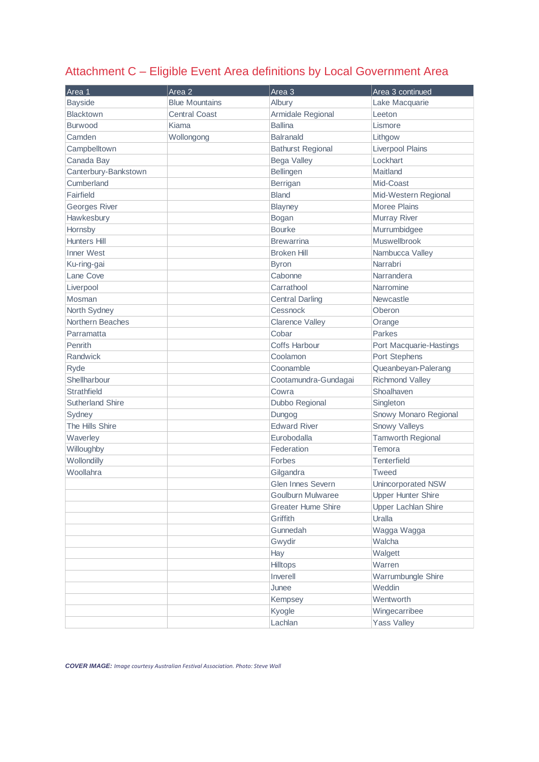# Attachment C – Eligible Event Area definitions by Local Government Area

| Area 1 | Area 2 | Area 3 | Area 3 continued |
|---|---|---|---|
| Bayside | Blue Mountains | Albury | Lake Macquarie |
| Blacktown | Central Coast | Armidale Regional | Leeton |
| Burwood | Kiama | Ballina | Lismore |
| Camden | Wollongong | Balranald | Lithgow |
| Campbelltown | | Bathurst Regional | Liverpool Plains |
| Canada Bay | | Bega Valley | Lockhart |
| Canterbury-Bankstown | | Bellingen | Maitland |
| Cumberland | | Berrigan | Mid-Coast |
| Fairfield | | Bland | Mid-Western Regional |
| Georges River | | Blayney | Moree Plains |
| Hawkesbury | | Bogan | Murray River |
| Hornsby | | Bourke | Murrumbidgee |
| Hunters Hill | | Brewarrina | Muswellbrook |
| Inner West | | Broken Hill | Nambucca Valley |
| Ku-ring-gai | | Byron | Narrabri |
| Lane Cove | | Cabonne | Narrandera |
| Liverpool | | Carrathool | Narromine |
| Mosman | | Central Darling | Newcastle |
| North Sydney | | Cessnock | Oberon |
| Northern Beaches | | Clarence Valley | Orange |
| Parramatta | | Cobar | Parkes |
| Penrith | | Coffs Harbour | Port Macquarie-Hastings |
| Randwick | | Coolamon | Port Stephens |
| Ryde | | Coonamble | Queanbeyan-Palerang |
| Shellharbour | | Cootamundra-Gundagai | Richmond Valley |
| Strathfield | | Cowra | Shoalhaven |
| Sutherland Shire | | Dubbo Regional | Singleton |
| Sydney | | Dungog | Snowy Monaro Regional |
| The Hills Shire | | Edward River | Snowy Valleys |
| Waverley | | Eurobodalla | Tamworth Regional |
| Willoughby | | Federation | Temora |
| Wollondilly | | Forbes | Tenterfield |
| Woollahra | | Gilgandra | Tweed |
| | | Glen Innes Severn | Unincorporated NSW |
| | | Goulburn Mulwaree | Upper Hunter Shire |
| | | Greater Hume Shire | Upper Lachlan Shire |
| | | Griffith | Uralla |
| | | Gunnedah | Wagga Wagga |
| | | Gwydir | Walcha |
| | | Hay | Walgett |
| | | Hilltops | Warren |
| | | Inverell | Warrumbungle Shire |
| | | Junee | Weddin |
| | | Kempsey | Wentworth |
| | | Kyogle | Wingecarribee |
| | | Lachlan | Yass Valley |

***COVER IMAGE:*** *Image courtesy Australian Festival Association. Photo: Steve Wall*